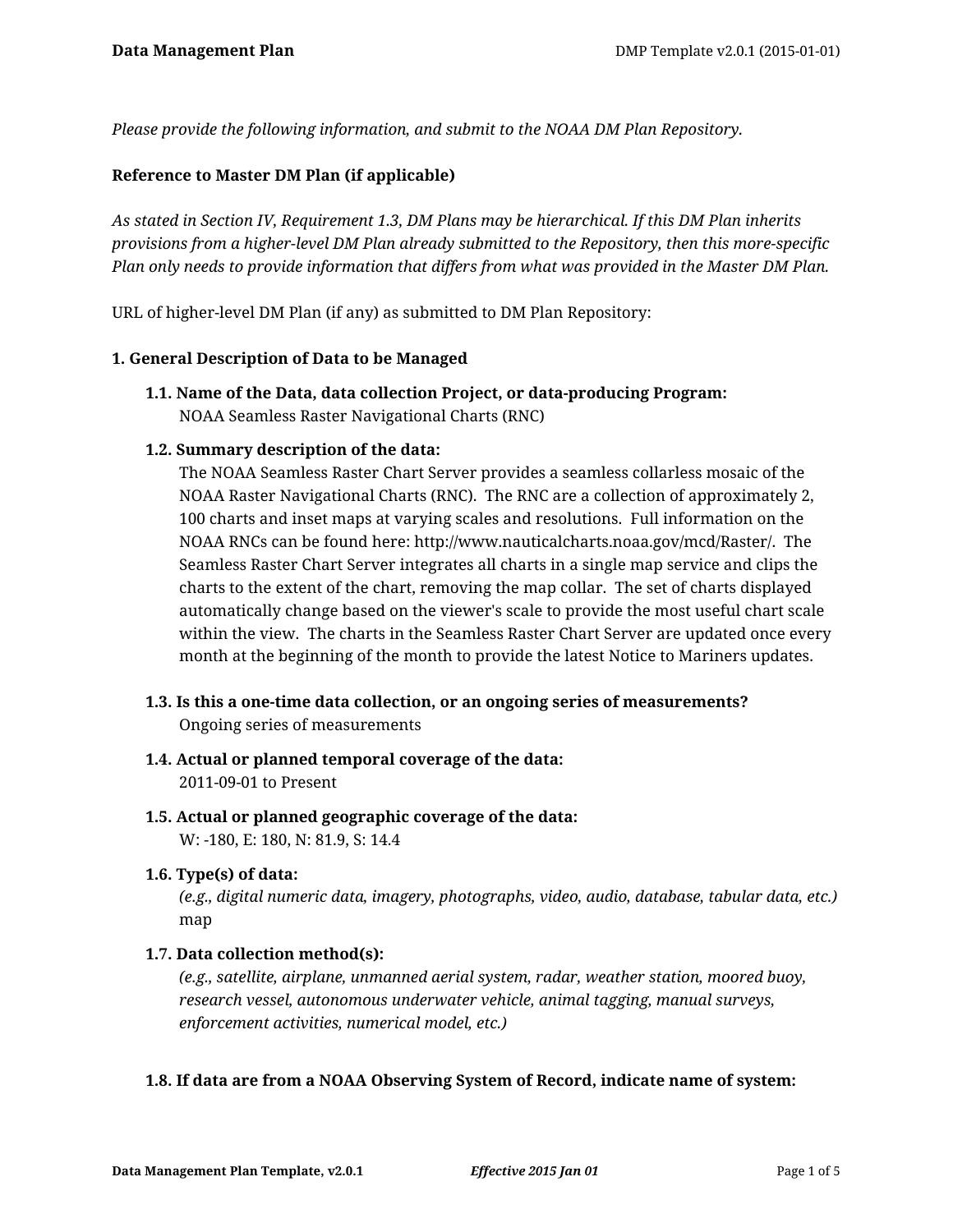*Please provide the following information, and submit to the NOAA DM Plan Repository.*

**Reference to Master DM Plan (if applicable)**

*As stated in Section IV, Requirement 1.3, DM Plans may be hierarchical. If this DM Plan inherits provisions from a higher-level DM Plan already submitted to the Repository, then this more-specific Plan only needs to provide information that differs from what was provided in the Master DM Plan.*

URL of higher-level DM Plan (if any) as submitted to DM Plan Repository:

## 1. General Description of Data to be Managed

### 1.1. Name of the Data, data collection Project, or data-producing Program:

NOAA Seamless Raster Navigational Charts (RNC)

### 1.2. Summary description of the data:

The NOAA Seamless Raster Chart Server provides a seamless collarless mosaic of the NOAA Raster Navigational Charts (RNC). The RNC are a collection of approximately 2, 100 charts and inset maps at varying scales and resolutions. Full information on the NOAA RNCs can be found here: http://www.nauticalcharts.noaa.gov/mcd/Raster/. The Seamless Raster Chart Server integrates all charts in a single map service and clips the charts to the extent of the chart, removing the map collar. The set of charts displayed automatically change based on the viewer's scale to provide the most useful chart scale within the view. The charts in the Seamless Raster Chart Server are updated once every month at the beginning of the month to provide the latest Notice to Mariners updates.

### 1.3. Is this a one-time data collection, or an ongoing series of measurements?

Ongoing series of measurements

### 1.4. Actual or planned temporal coverage of the data:

2011-09-01 to Present

### 1.5. Actual or planned geographic coverage of the data:

W: -180, E: 180, N: 81.9, S: 14.4

### 1.6. Type(s) of data:

*(e.g., digital numeric data, imagery, photographs, video, audio, database, tabular data, etc.)*

map

### 1.7. Data collection method(s):

*(e.g., satellite, airplane, unmanned aerial system, radar, weather station, moored buoy, research vessel, autonomous underwater vehicle, animal tagging, manual surveys, enforcement activities, numerical model, etc.)*

### 1.8. If data are from a NOAA Observing System of Record, indicate name of system: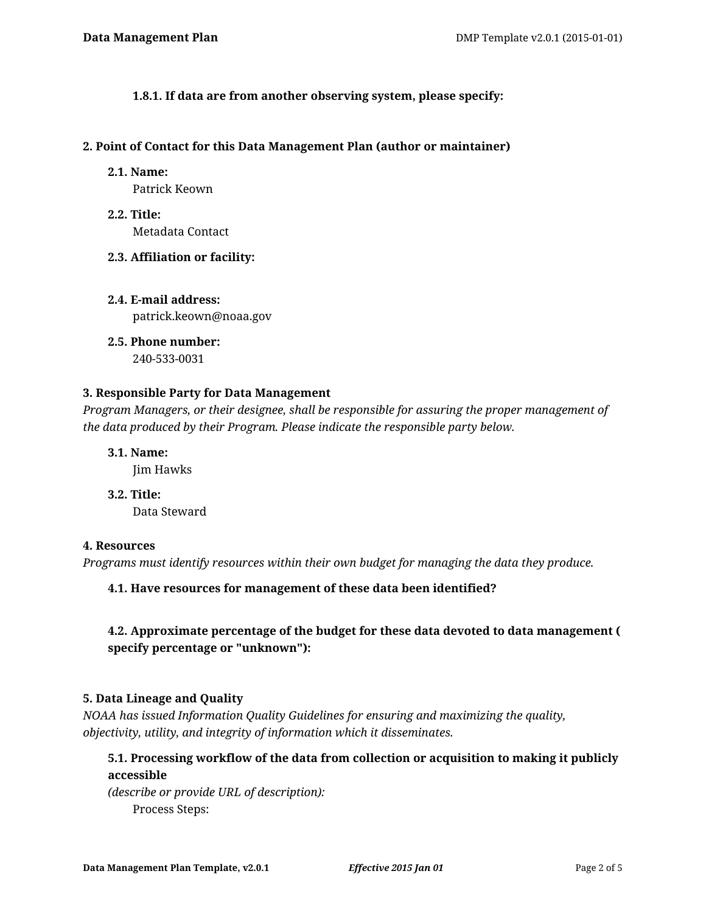#### 1.8.1. If data are from another observing system, please specify:

### 2. Point of Contact for this Data Management Plan (author or maintainer)

#### 2.1. Name:
Patrick Keown

#### 2.2. Title:
Metadata Contact

#### 2.3. Affiliation or facility:

#### 2.4. E-mail address:
patrick.keown@noaa.gov

#### 2.5. Phone number:
240-533-0031

### 3. Responsible Party for Data Management
*Program Managers, or their designee, shall be responsible for assuring the proper management of the data produced by their Program. Please indicate the responsible party below.*

#### 3.1. Name:
Jim Hawks

#### 3.2. Title:
Data Steward

### 4. Resources
*Programs must identify resources within their own budget for managing the data they produce.*

#### 4.1. Have resources for management of these data been identified?

#### 4.2. Approximate percentage of the budget for these data devoted to data management ( specify percentage or "unknown"):

### 5. Data Lineage and Quality
*NOAA has issued Information Quality Guidelines for ensuring and maximizing the quality, objectivity, utility, and integrity of information which it disseminates.*

#### 5.1. Processing workflow of the data from collection or acquisition to making it publicly accessible
*(describe or provide URL of description):*

Process Steps: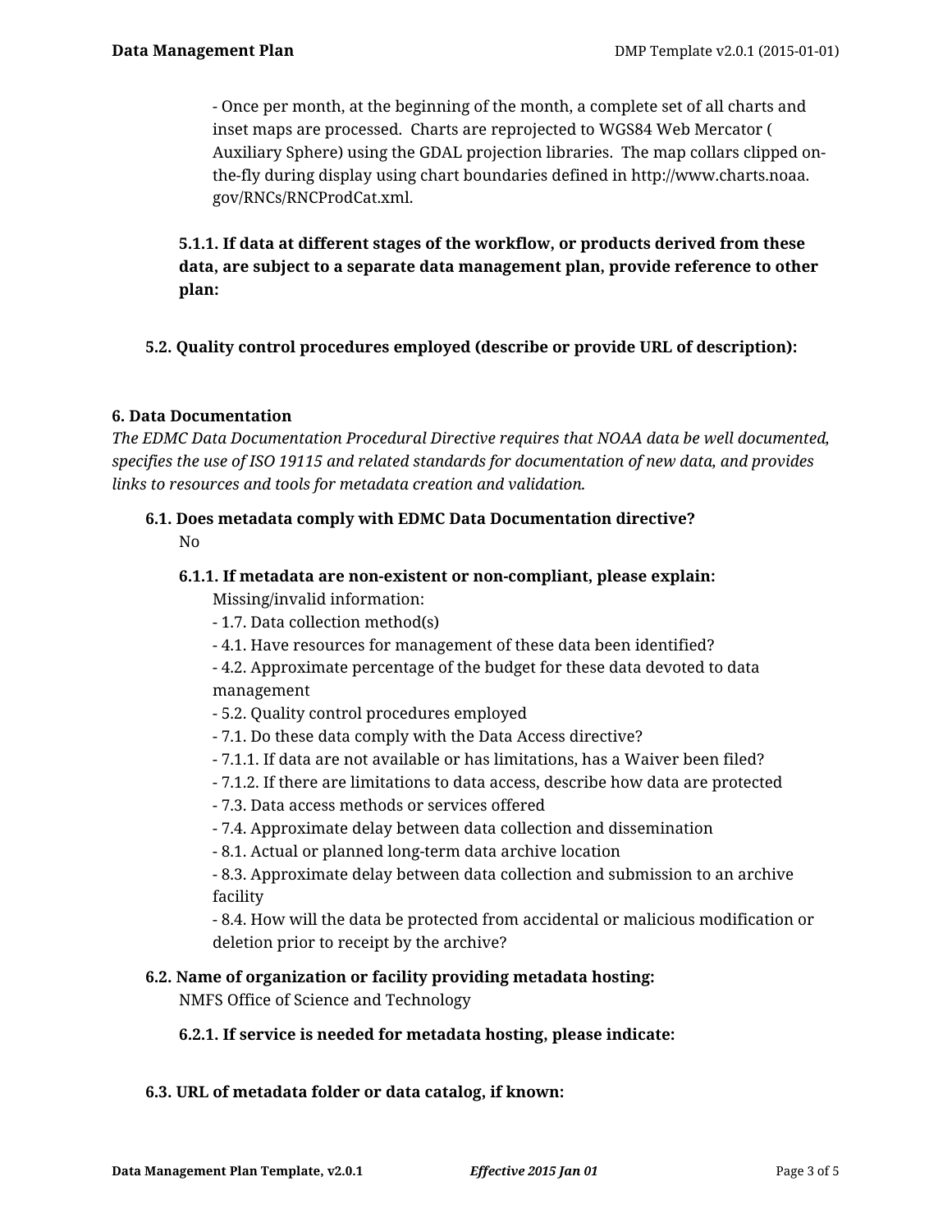- Once per month, at the beginning of the month, a complete set of all charts and inset maps are processed. Charts are reprojected to WGS84 Web Mercator ( Auxiliary Sphere) using the GDAL projection libraries. The map collars clipped on-the-fly during display using chart boundaries defined in http://www.charts.noaa.gov/RNCs/RNCProdCat.xml.

**5.1.1. If data at different stages of the workflow, or products derived from these data, are subject to a separate data management plan, provide reference to other plan:**

**5.2. Quality control procedures employed (describe or provide URL of description):**

## 6. Data Documentation

*The EDMC Data Documentation Procedural Directive requires that NOAA data be well documented, specifies the use of ISO 19115 and related standards for documentation of new data, and provides links to resources and tools for metadata creation and validation.*

**6.1. Does metadata comply with EDMC Data Documentation directive?**

No

**6.1.1. If metadata are non-existent or non-compliant, please explain:**

Missing/invalid information:
- 1.7. Data collection method(s)
- 4.1. Have resources for management of these data been identified?
- 4.2. Approximate percentage of the budget for these data devoted to data management
- 5.2. Quality control procedures employed
- 7.1. Do these data comply with the Data Access directive?
- 7.1.1. If data are not available or has limitations, has a Waiver been filed?
- 7.1.2. If there are limitations to data access, describe how data are protected
- 7.3. Data access methods or services offered
- 7.4. Approximate delay between data collection and dissemination
- 8.1. Actual or planned long-term data archive location
- 8.3. Approximate delay between data collection and submission to an archive facility
- 8.4. How will the data be protected from accidental or malicious modification or deletion prior to receipt by the archive?

**6.2. Name of organization or facility providing metadata hosting:**

NMFS Office of Science and Technology

**6.2.1. If service is needed for metadata hosting, please indicate:**

**6.3. URL of metadata folder or data catalog, if known:**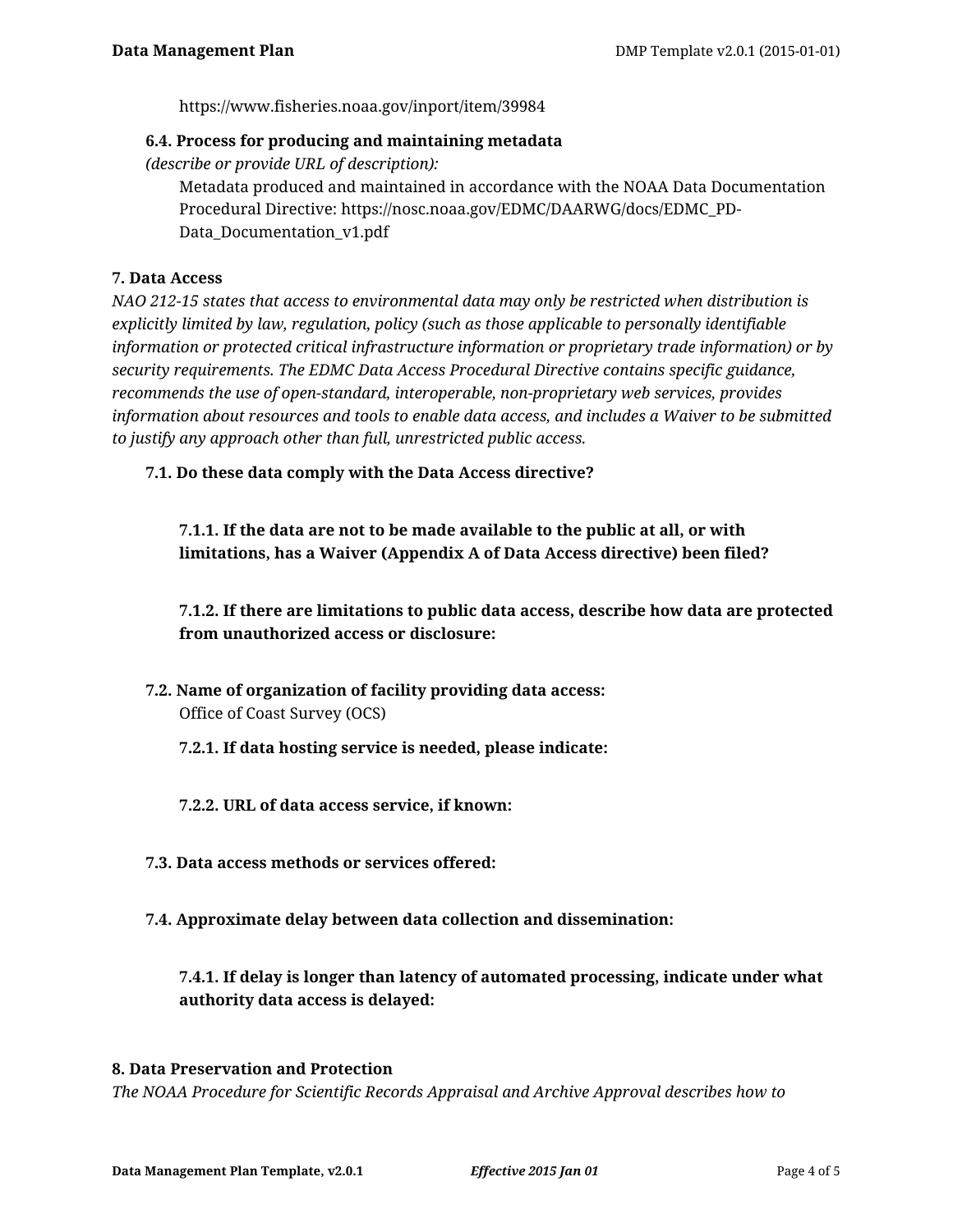https://www.fisheries.noaa.gov/inport/item/39984

**6.4. Process for producing and maintaining metadata**
*(describe or provide URL of description):*

Metadata produced and maintained in accordance with the NOAA Data Documentation Procedural Directive: https://nosc.noaa.gov/EDMC/DAARWG/docs/EDMC_PD-Data_Documentation_v1.pdf

## 7. Data Access

*NAO 212-15 states that access to environmental data may only be restricted when distribution is explicitly limited by law, regulation, policy (such as those applicable to personally identifiable information or protected critical infrastructure information or proprietary trade information) or by security requirements. The EDMC Data Access Procedural Directive contains specific guidance, recommends the use of open-standard, interoperable, non-proprietary web services, provides information about resources and tools to enable data access, and includes a Waiver to be submitted to justify any approach other than full, unrestricted public access.*

**7.1. Do these data comply with the Data Access directive?**

**7.1.1. If the data are not to be made available to the public at all, or with limitations, has a Waiver (Appendix A of Data Access directive) been filed?**

**7.1.2. If there are limitations to public data access, describe how data are protected from unauthorized access or disclosure:**

**7.2. Name of organization of facility providing data access:**

Office of Coast Survey (OCS)

**7.2.1. If data hosting service is needed, please indicate:**

**7.2.2. URL of data access service, if known:**

**7.3. Data access methods or services offered:**

**7.4. Approximate delay between data collection and dissemination:**

**7.4.1. If delay is longer than latency of automated processing, indicate under what authority data access is delayed:**

## 8. Data Preservation and Protection

*The NOAA Procedure for Scientific Records Appraisal and Archive Approval describes how to*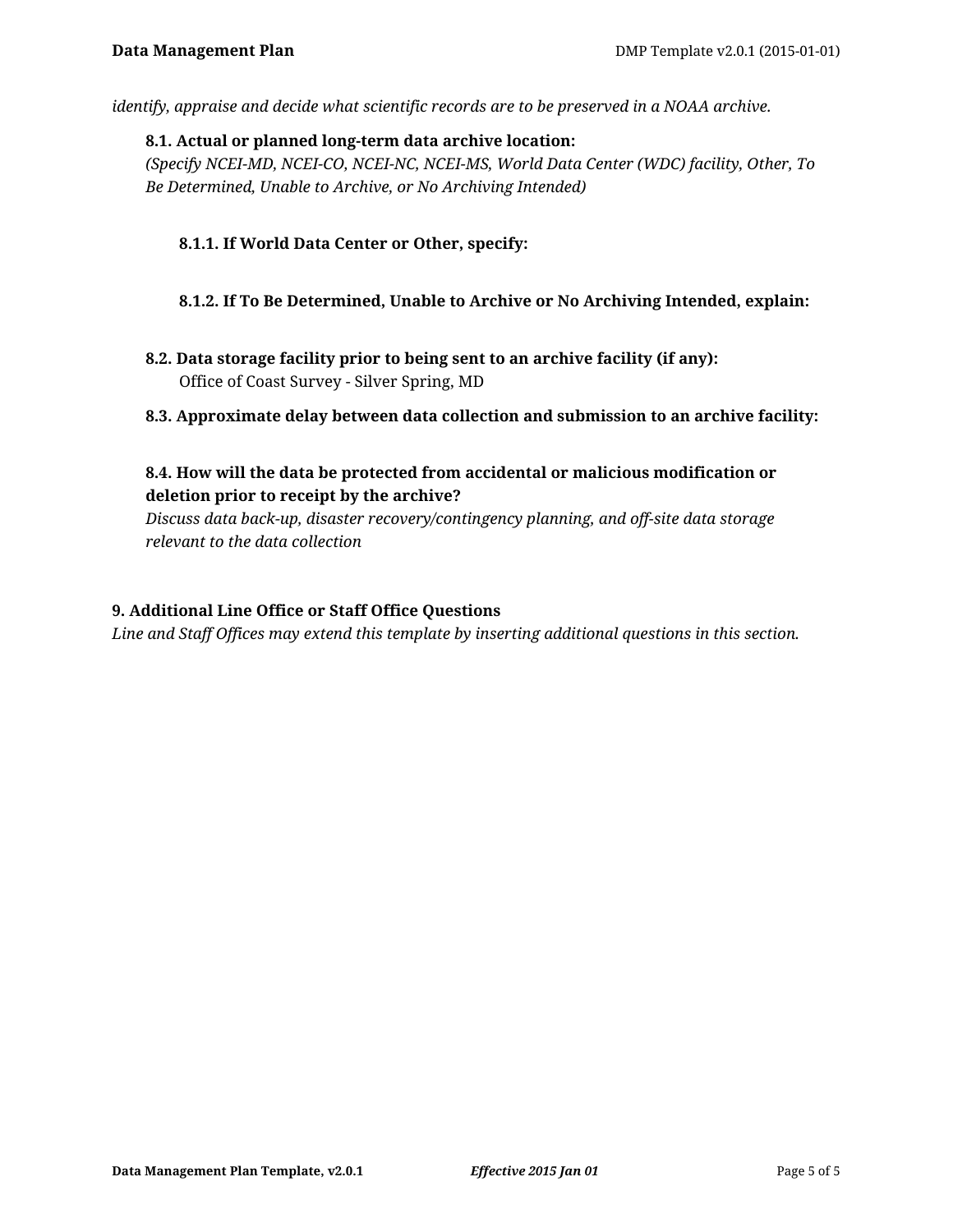*identify, appraise and decide what scientific records are to be preserved in a NOAA archive.*

### 8.1. Actual or planned long-term data archive location:

*(Specify NCEI-MD, NCEI-CO, NCEI-NC, NCEI-MS, World Data Center (WDC) facility, Other, To Be Determined, Unable to Archive, or No Archiving Intended)*

#### 8.1.1. If World Data Center or Other, specify:

#### 8.1.2. If To Be Determined, Unable to Archive or No Archiving Intended, explain:

### 8.2. Data storage facility prior to being sent to an archive facility (if any):

Office of Coast Survey - Silver Spring, MD

### 8.3. Approximate delay between data collection and submission to an archive facility:

### 8.4. How will the data be protected from accidental or malicious modification or deletion prior to receipt by the archive?

*Discuss data back-up, disaster recovery/contingency planning, and off-site data storage relevant to the data collection*

## 9. Additional Line Office or Staff Office Questions

*Line and Staff Offices may extend this template by inserting additional questions in this section.*